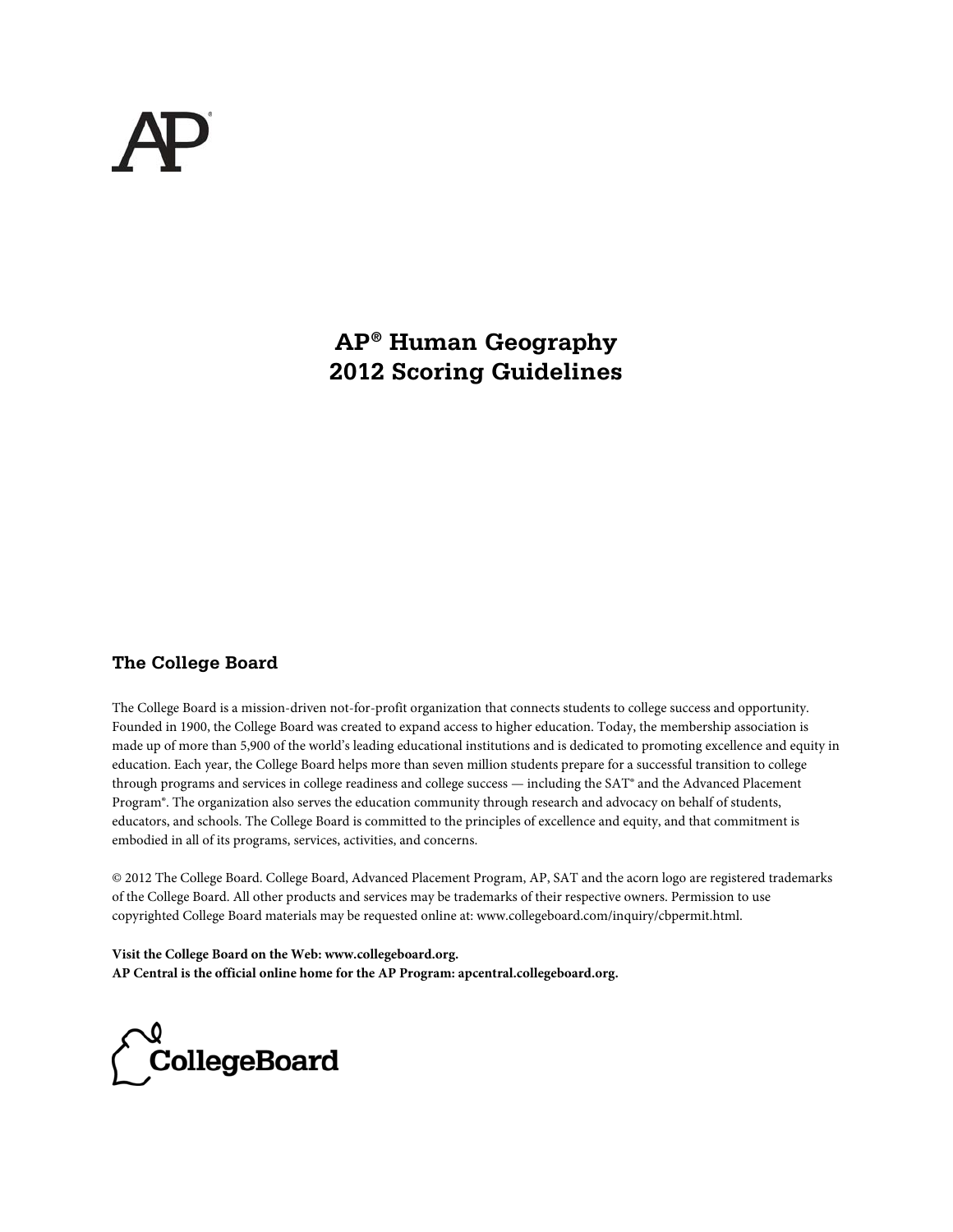# AP® Human Geography 2012 Scoring Guidelines

## The College Board

The College Board is a mission-driven not-for-profit organization that connects students to college success and opportunity. Founded in 1900, the College Board was created to expand access to higher education. Today, the membership association is made up of more than 5,900 of the world's leading educational institutions and is dedicated to promoting excellence and equity in education. Each year, the College Board helps more than seven million students prepare for a successful transition to college through programs and services in college readiness and college success — including the SAT® and the Advanced Placement Program®. The organization also serves the education community through research and advocacy on behalf of students, educators, and schools. The College Board is committed to the principles of excellence and equity, and that commitment is embodied in all of its programs, services, activities, and concerns.

© 2012 The College Board. College Board, Advanced Placement Program, AP, SAT and the acorn logo are registered trademarks of the College Board. All other products and services may be trademarks of their respective owners. Permission to use copyrighted College Board materials may be requested online at: www.collegeboard.com/inquiry/cbpermit.html.

**Visit the College Board on the Web: www.collegeboard.org.**
**AP Central is the official online home for the AP Program: apcentral.collegeboard.org.**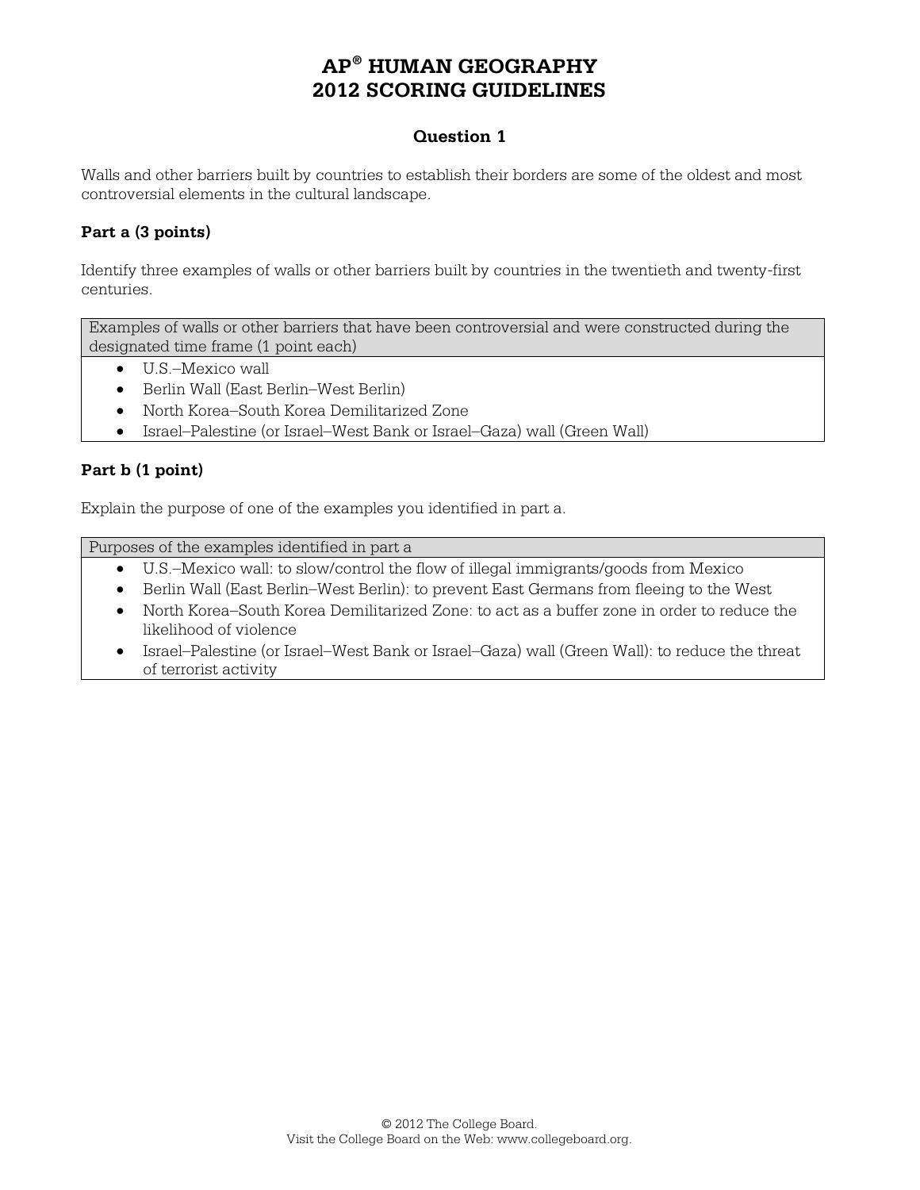# AP® HUMAN GEOGRAPHY
# 2012 SCORING GUIDELINES

## Question 1

Walls and other barriers built by countries to establish their borders are some of the oldest and most controversial elements in the cultural landscape.

### Part a (3 points)

Identify three examples of walls or other barriers built by countries in the twentieth and twenty-first centuries.

| Examples of walls or other barriers that have been controversial and were constructed during the designated time frame (1 point each) |
| --- |
| • U.S.–Mexico wall<br>• Berlin Wall (East Berlin–West Berlin)<br>• North Korea–South Korea Demilitarized Zone<br>• Israel–Palestine (or Israel–West Bank or Israel–Gaza) wall (Green Wall) |

### Part b (1 point)

Explain the purpose of one of the examples you identified in part a.

| Purposes of the examples identified in part a |
| --- |
| • U.S.–Mexico wall: to slow/control the flow of illegal immigrants/goods from Mexico<br>• Berlin Wall (East Berlin–West Berlin): to prevent East Germans from fleeing to the West<br>• North Korea–South Korea Demilitarized Zone: to act as a buffer zone in order to reduce the likelihood of violence<br>• Israel–Palestine (or Israel–West Bank or Israel–Gaza) wall (Green Wall): to reduce the threat of terrorist activity |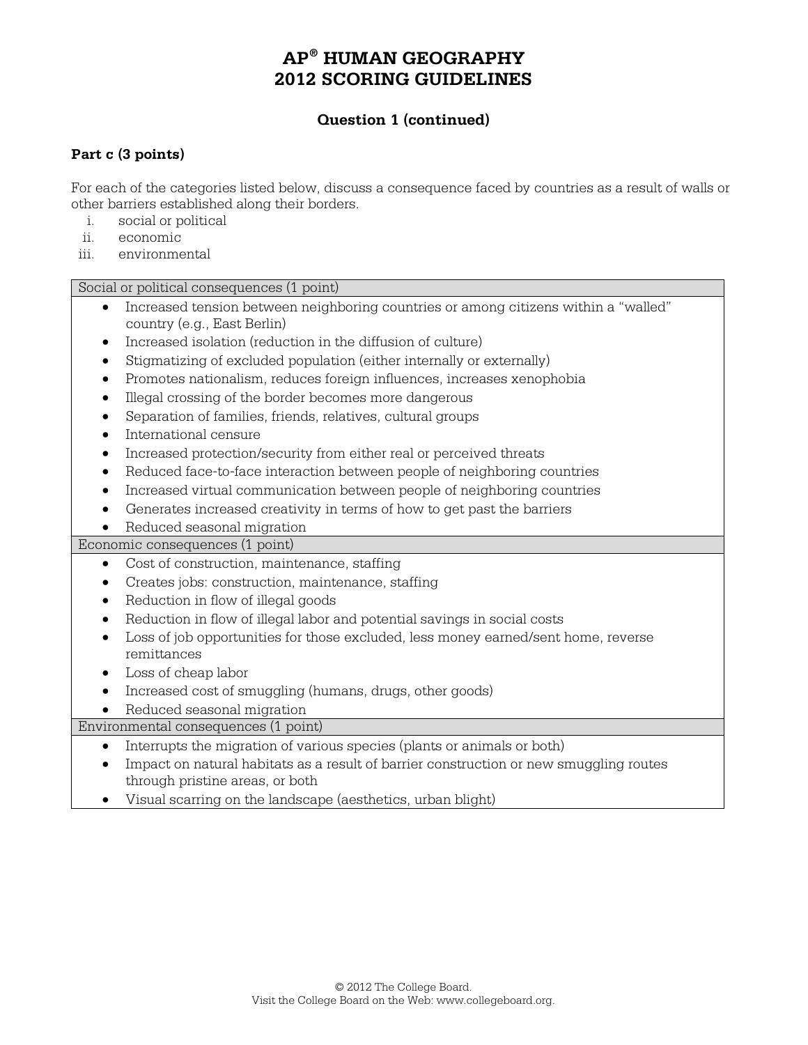# AP® HUMAN GEOGRAPHY
# 2012 SCORING GUIDELINES

## Question 1 (continued)

**Part c (3 points)**

For each of the categories listed below, discuss a consequence faced by countries as a result of walls or other barriers established along their borders.

i. social or political
ii. economic
iii. environmental

| Social or political consequences (1 point) |
|---|
| • Increased tension between neighboring countries or among citizens within a "walled" country (e.g., East Berlin)<br>• Increased isolation (reduction in the diffusion of culture)<br>• Stigmatizing of excluded population (either internally or externally)<br>• Promotes nationalism, reduces foreign influences, increases xenophobia<br>• Illegal crossing of the border becomes more dangerous<br>• Separation of families, friends, relatives, cultural groups<br>• International censure<br>• Increased protection/security from either real or perceived threats<br>• Reduced face-to-face interaction between people of neighboring countries<br>• Increased virtual communication between people of neighboring countries<br>• Generates increased creativity in terms of how to get past the barriers<br>• Reduced seasonal migration |
| **Economic consequences (1 point)** |
| • Cost of construction, maintenance, staffing<br>• Creates jobs: construction, maintenance, staffing<br>• Reduction in flow of illegal goods<br>• Reduction in flow of illegal labor and potential savings in social costs<br>• Loss of job opportunities for those excluded, less money earned/sent home, reverse remittances<br>• Loss of cheap labor<br>• Increased cost of smuggling (humans, drugs, other goods)<br>• Reduced seasonal migration |
| **Environmental consequences (1 point)** |
| • Interrupts the migration of various species (plants or animals or both)<br>• Impact on natural habitats as a result of barrier construction or new smuggling routes through pristine areas, or both<br>• Visual scarring on the landscape (aesthetics, urban blight) |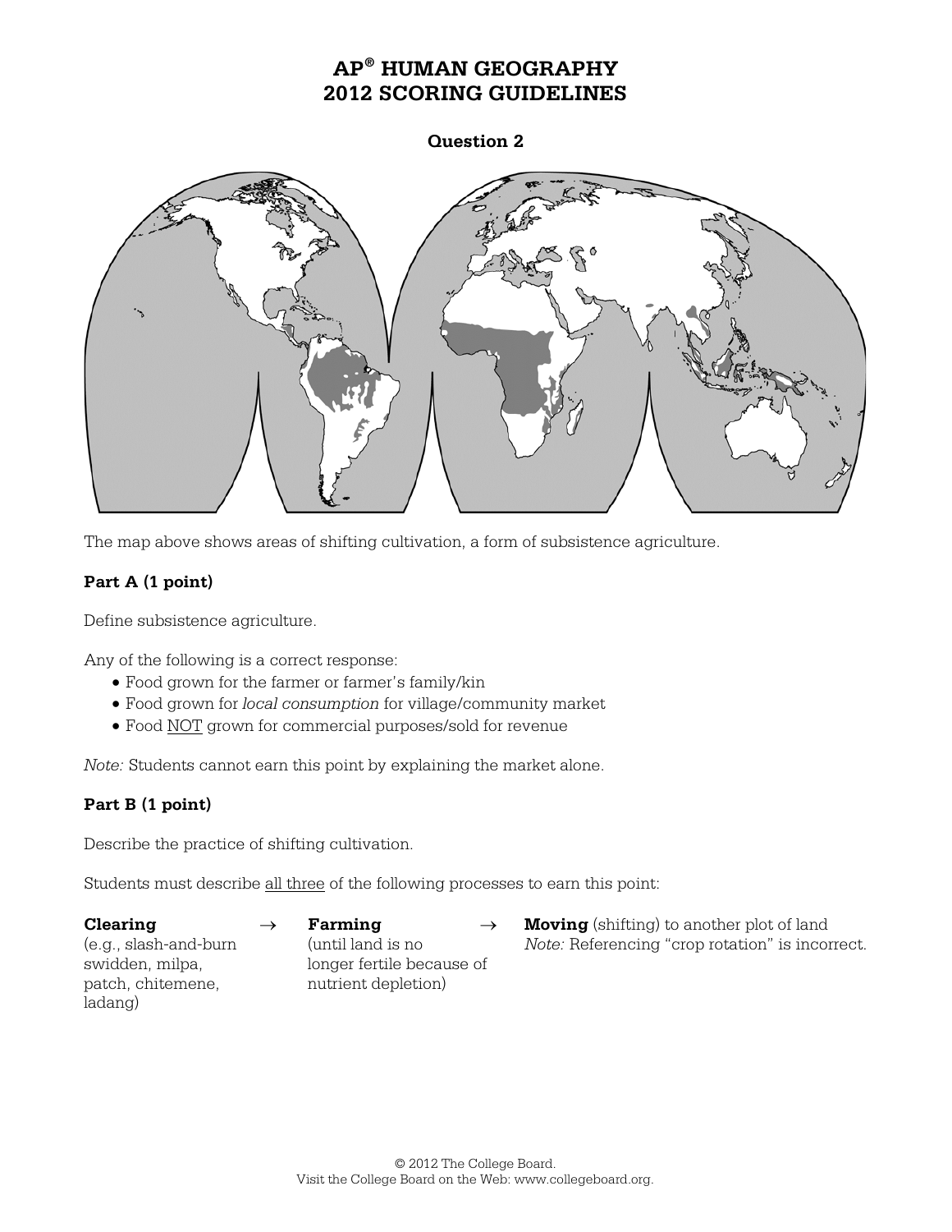# AP® HUMAN GEOGRAPHY
# 2012 SCORING GUIDELINES

## Question 2

The map above shows areas of shifting cultivation, a form of subsistence agriculture.

### Part A (1 point)

Define subsistence agriculture.

Any of the following is a correct response:

- Food grown for the farmer or farmer's family/kin
- Food grown for *local consumption* for village/community market
- Food NOT grown for commercial purposes/sold for revenue

*Note:* Students cannot earn this point by explaining the market alone.

### Part B (1 point)

Describe the practice of shifting cultivation.

Students must describe all three of the following processes to earn this point:

**Clearing** (e.g., slash-and-burn swidden, milpa, patch, chitemene, ladang) → **Farming** (until land is no longer fertile because of nutrient depletion) → **Moving** (shifting) to another plot of land

*Note:* Referencing "crop rotation" is incorrect.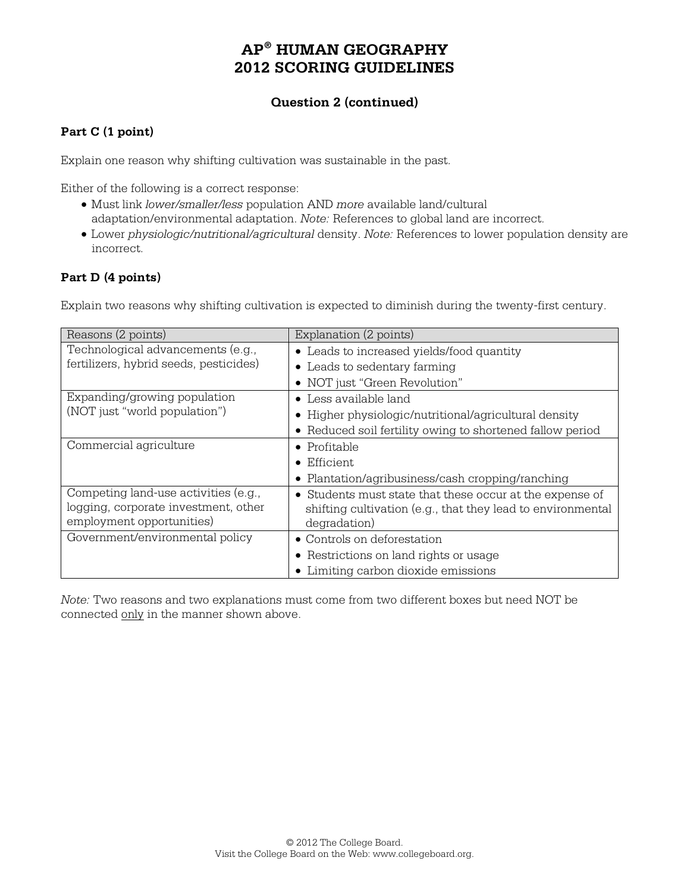# AP® HUMAN GEOGRAPHY
# 2012 SCORING GUIDELINES

## Question 2 (continued)

### Part C (1 point)

Explain one reason why shifting cultivation was sustainable in the past.

Either of the following is a correct response:

- Must link *lower/smaller/less* population AND *more* available land/cultural adaptation/environmental adaptation. *Note:* References to global land are incorrect.
- Lower *physiologic/nutritional/agricultural* density. *Note:* References to lower population density are incorrect.

### Part D (4 points)

Explain two reasons why shifting cultivation is expected to diminish during the twenty-first century.

| Reasons (2 points) | Explanation (2 points) |
|---|---|
| Technological advancements (e.g., fertilizers, hybrid seeds, pesticides) | • Leads to increased yields/food quantity<br>• Leads to sedentary farming<br>• NOT just "Green Revolution" |
| Expanding/growing population (NOT just "world population") | • Less available land<br>• Higher physiologic/nutritional/agricultural density<br>• Reduced soil fertility owing to shortened fallow period |
| Commercial agriculture | • Profitable<br>• Efficient<br>• Plantation/agribusiness/cash cropping/ranching |
| Competing land-use activities (e.g., logging, corporate investment, other employment opportunities) | • Students must state that these occur at the expense of shifting cultivation (e.g., that they lead to environmental degradation) |
| Government/environmental policy | • Controls on deforestation<br>• Restrictions on land rights or usage<br>• Limiting carbon dioxide emissions |

*Note:* Two reasons and two explanations must come from two different boxes but need NOT be connected <u>only</u> in the manner shown above.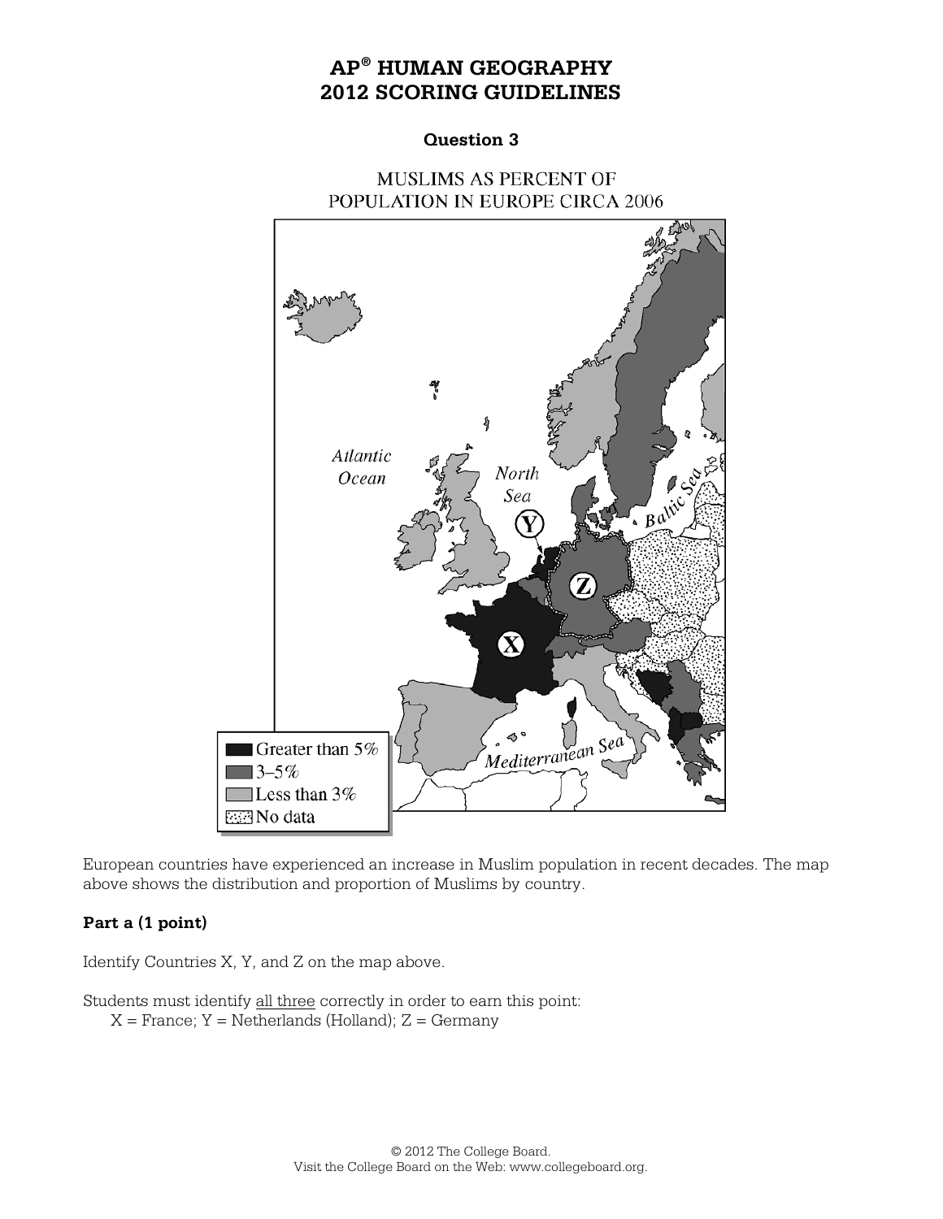# AP® HUMAN GEOGRAPHY
# 2012 SCORING GUIDELINES

## Question 3

MUSLIMS AS PERCENT OF POPULATION IN EUROPE CIRCA 2006

Atlantic Ocean

North Sea

Baltic Sea

Mediterranean Sea

Y

Z

X

- Greater than 5%
- 3–5%
- Less than 3%
- No data

European countries have experienced an increase in Muslim population in recent decades. The map above shows the distribution and proportion of Muslims by country.

**Part a (1 point)**

Identify Countries X, Y, and Z on the map above.

Students must identify all three correctly in order to earn this point:
X = France; Y = Netherlands (Holland); Z = Germany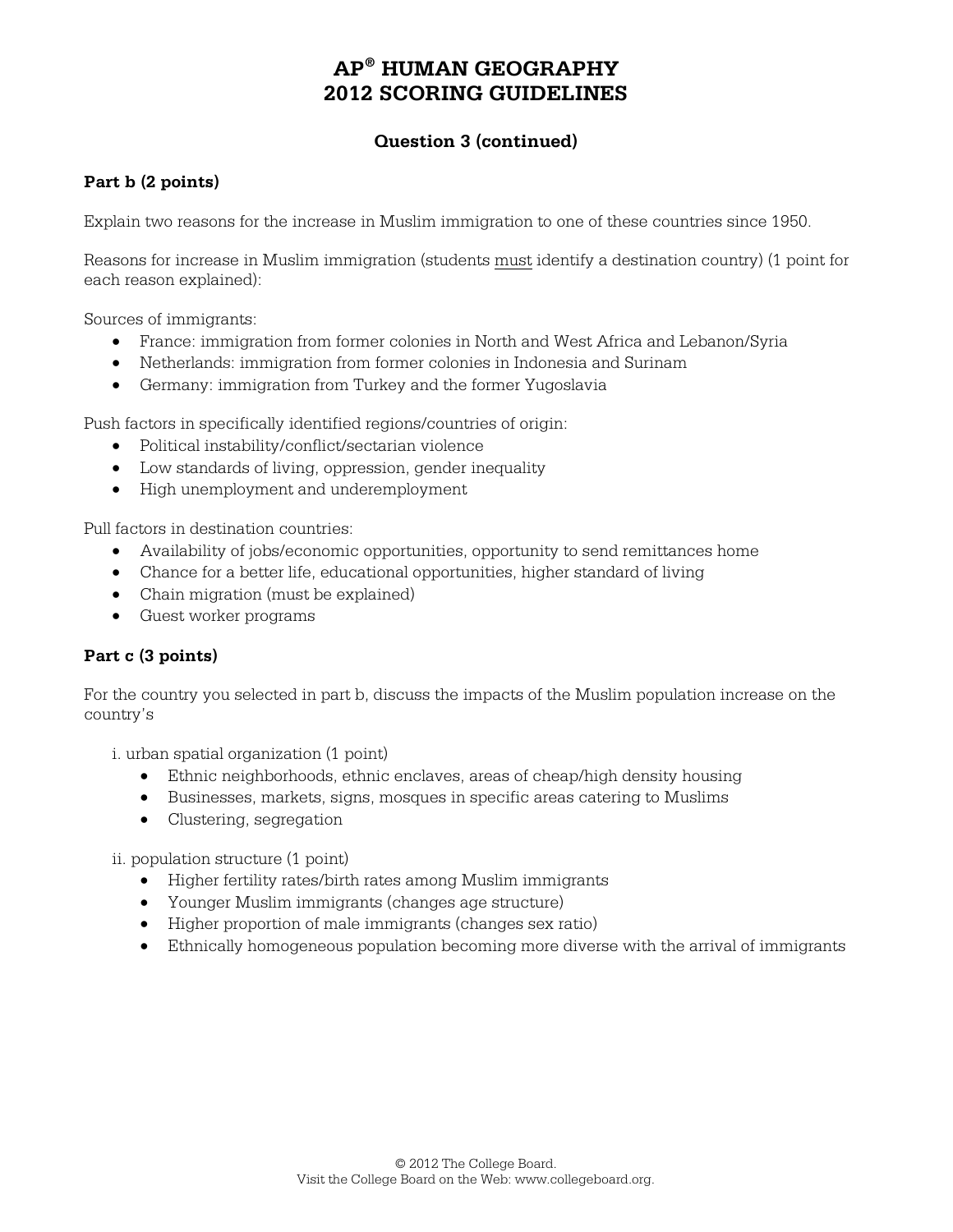# AP® HUMAN GEOGRAPHY
# 2012 SCORING GUIDELINES

## Question 3 (continued)

### Part b (2 points)

Explain two reasons for the increase in Muslim immigration to one of these countries since 1950.

Reasons for increase in Muslim immigration (students <u>must</u> identify a destination country) (1 point for each reason explained):

Sources of immigrants:

- France: immigration from former colonies in North and West Africa and Lebanon/Syria
- Netherlands: immigration from former colonies in Indonesia and Surinam
- Germany: immigration from Turkey and the former Yugoslavia

Push factors in specifically identified regions/countries of origin:

- Political instability/conflict/sectarian violence
- Low standards of living, oppression, gender inequality
- High unemployment and underemployment

Pull factors in destination countries:

- Availability of jobs/economic opportunities, opportunity to send remittances home
- Chance for a better life, educational opportunities, higher standard of living
- Chain migration (must be explained)
- Guest worker programs

### Part c (3 points)

For the country you selected in part b, discuss the impacts of the Muslim population increase on the country's

i. urban spatial organization (1 point)

- Ethnic neighborhoods, ethnic enclaves, areas of cheap/high density housing
- Businesses, markets, signs, mosques in specific areas catering to Muslims
- Clustering, segregation

ii. population structure (1 point)

- Higher fertility rates/birth rates among Muslim immigrants
- Younger Muslim immigrants (changes age structure)
- Higher proportion of male immigrants (changes sex ratio)
- Ethnically homogeneous population becoming more diverse with the arrival of immigrants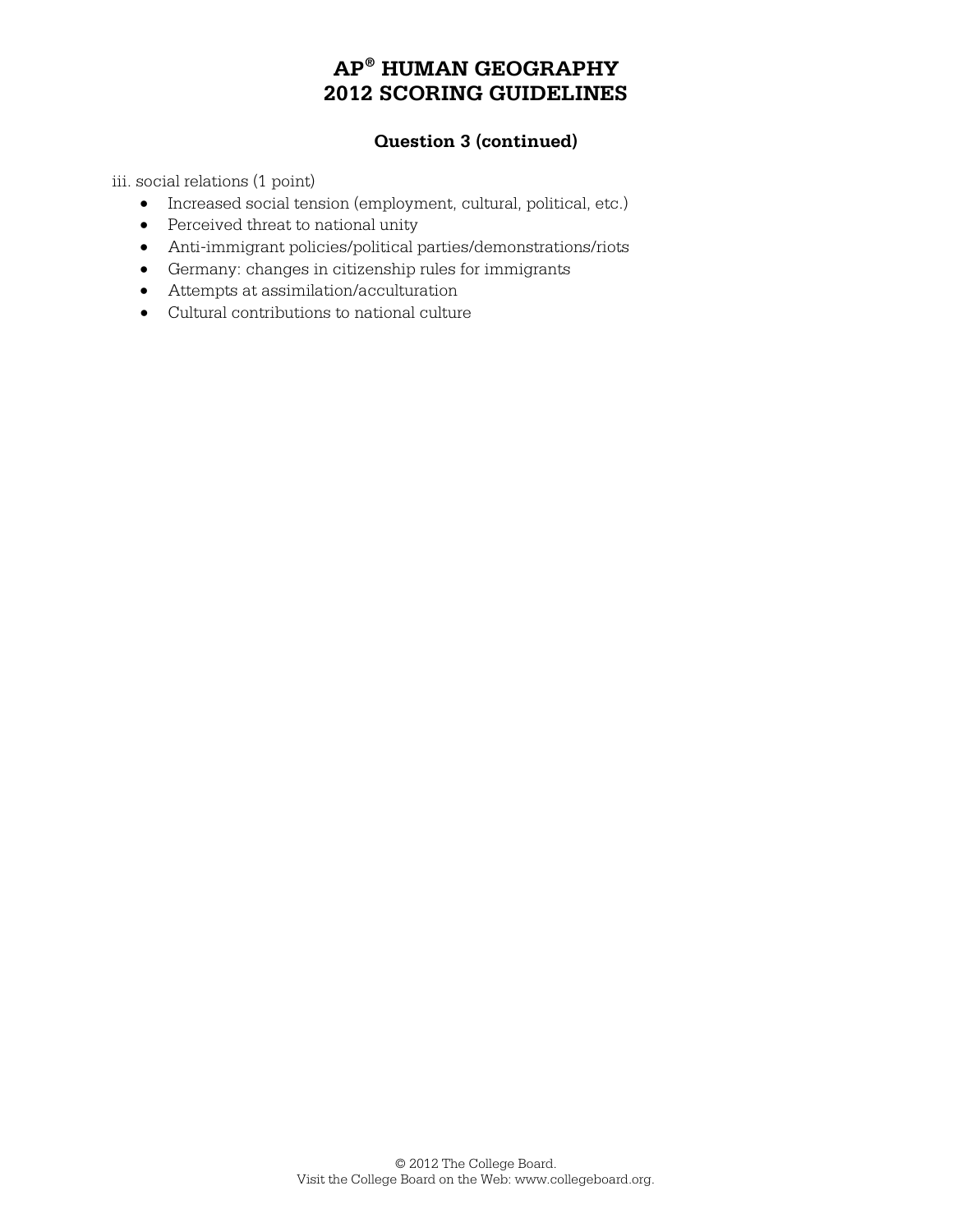# AP® HUMAN GEOGRAPHY
# 2012 SCORING GUIDELINES

### Question 3 (continued)

iii. social relations (1 point)

- Increased social tension (employment, cultural, political, etc.)
- Perceived threat to national unity
- Anti-immigrant policies/political parties/demonstrations/riots
- Germany: changes in citizenship rules for immigrants
- Attempts at assimilation/acculturation
- Cultural contributions to national culture